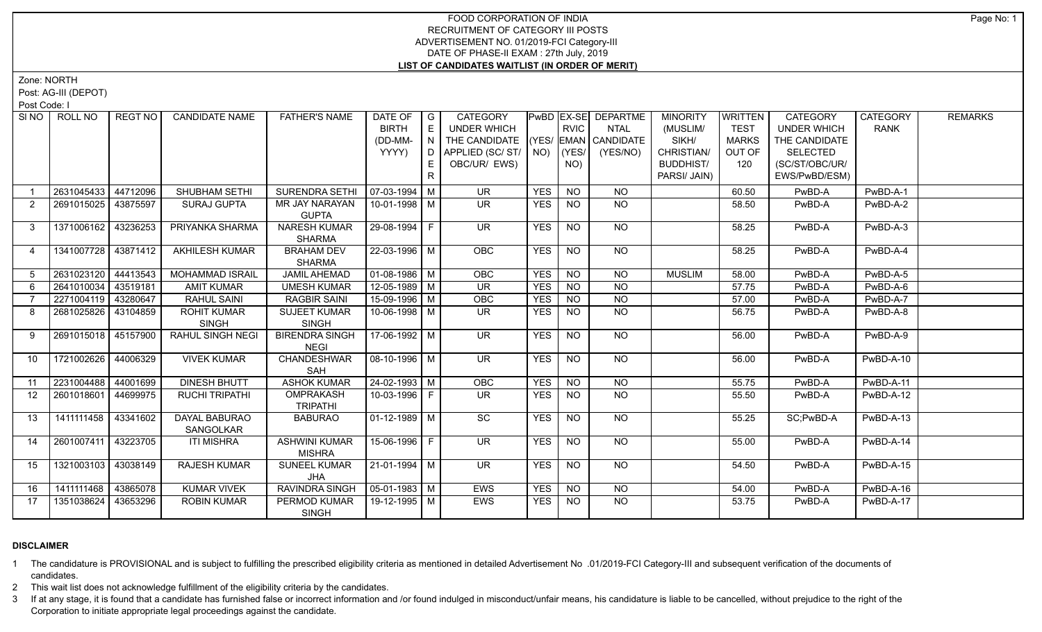# FOOD CORPORATION OF INDIA
## RECRUITMENT OF CATEGORY III POSTS
## ADVERTISEMENT NO. 01/2019-FCI Category-III
## DATE OF PHASE-II EXAM : 27th July, 2019
## LIST OF CANDIDATES WAITLIST (IN ORDER OF MERIT)

Zone: NORTH

Post: AG-III (DEPOT)

Post Code: I

| SI NO | ROLL NO | REGT NO | CANDIDATE NAME | FATHER'S NAME | DATE OF BIRTH (DD-MM-YYYY) | GENDER | CATEGORY UNDER WHICH THE CANDIDATE APPLIED (SC/ ST/ OBC/UR/ EWS) | PwBD (YES/ NO) | EX-SERVICEMAN (YES/ NO) | DEPARTMENTAL CANDIDATE (YES/NO) | MINORITY (MUSLIM/ SIKH/ CHRISTIAN/ BUDDHIST/ PARSI/ JAIN) | WRITTEN TEST MARKS OUT OF 120 | CATEGORY UNDER WHICH THE CANDIDATE SELECTED (SC/ST/OBC/UR/ EWS/PwBD/ESM) | CATEGORY RANK | REMARKS |
|---|---|---|---|---|---|---|---|---|---|---|---|---|---|---|---|
| 1 | 2631045433 | 44712096 | SHUBHAM SETHI | SURENDRA SETHI | 07-03-1994 | M | UR | YES | NO | NO | | 60.50 | PwBD-A | PwBD-A-1 | |
| 2 | 2691015025 | 43875597 | SURAJ GUPTA | MR JAY NARAYAN GUPTA | 10-01-1998 | M | UR | YES | NO | NO | | 58.50 | PwBD-A | PwBD-A-2 | |
| 3 | 1371006162 | 43236253 | PRIYANKA SHARMA | NARESH KUMAR SHARMA | 29-08-1994 | F | UR | YES | NO | NO | | 58.25 | PwBD-A | PwBD-A-3 | |
| 4 | 1341007728 | 43871412 | AKHILESH KUMAR | BRAHAM DEV SHARMA | 22-03-1996 | M | OBC | YES | NO | NO | | 58.25 | PwBD-A | PwBD-A-4 | |
| 5 | 2631023120 | 44413543 | MOHAMMAD ISRAIL | JAMIL AHEMAD | 01-08-1986 | M | OBC | YES | NO | NO | MUSLIM | 58.00 | PwBD-A | PwBD-A-5 | |
| 6 | 2641010034 | 43519181 | AMIT KUMAR | UMESH KUMAR | 12-05-1989 | M | UR | YES | NO | NO | | 57.75 | PwBD-A | PwBD-A-6 | |
| 7 | 2271004119 | 43280647 | RAHUL SAINI | RAGBIR SAINI | 15-09-1996 | M | OBC | YES | NO | NO | | 57.00 | PwBD-A | PwBD-A-7 | |
| 8 | 2681025826 | 43104859 | ROHIT KUMAR SINGH | SUJEET KUMAR SINGH | 10-06-1998 | M | UR | YES | NO | NO | | 56.75 | PwBD-A | PwBD-A-8 | |
| 9 | 2691015018 | 45157900 | RAHUL SINGH NEGI | BIRENDRA SINGH NEGI | 17-06-1992 | M | UR | YES | NO | NO | | 56.00 | PwBD-A | PwBD-A-9 | |
| 10 | 1721002626 | 44006329 | VIVEK KUMAR | CHANDESHWAR SAH | 08-10-1996 | M | UR | YES | NO | NO | | 56.00 | PwBD-A | PwBD-A-10 | |
| 11 | 2231004488 | 44001699 | DINESH BHUTT | ASHOK KUMAR | 24-02-1993 | M | OBC | YES | NO | NO | | 55.75 | PwBD-A | PwBD-A-11 | |
| 12 | 2601018601 | 44699975 | RUCHI TRIPATHI | OMPRAKASH TRIPATHI | 10-03-1996 | F | UR | YES | NO | NO | | 55.50 | PwBD-A | PwBD-A-12 | |
| 13 | 1411111458 | 43341602 | DAYAL BABURAO SANGOLKAR | BABURAO | 01-12-1989 | M | SC | YES | NO | NO | | 55.25 | SC;PwBD-A | PwBD-A-13 | |
| 14 | 2601007411 | 43223705 | ITI MISHRA | ASHWINI KUMAR MISHRA | 15-06-1996 | F | UR | YES | NO | NO | | 55.00 | PwBD-A | PwBD-A-14 | |
| 15 | 1321003103 | 43038149 | RAJESH KUMAR | SUNEEL KUMAR JHA | 21-01-1994 | M | UR | YES | NO | NO | | 54.50 | PwBD-A | PwBD-A-15 | |
| 16 | 1411111468 | 43865078 | KUMAR VIVEK | RAVINDRA SINGH | 05-01-1983 | M | EWS | YES | NO | NO | | 54.00 | PwBD-A | PwBD-A-16 | |
| 17 | 1351038624 | 43653296 | ROBIN KUMAR | PERMOD KUMAR SINGH | 19-12-1995 | M | EWS | YES | NO | NO | | 53.75 | PwBD-A | PwBD-A-17 | |

**DISCLAIMER**

1. The candidature is PROVISIONAL and is subject to fulfilling the prescribed eligibility criteria as mentioned in detailed Advertisement No .01/2019-FCI Category-III and subsequent verification of the documents of candidates.
2. This wait list does not acknowledge fulfillment of the eligibility criteria by the candidates.
3. If at any stage, it is found that a candidate has furnished false or incorrect information and /or found indulged in misconduct/unfair means, his candidature is liable to be cancelled, without prejudice to the right of the Corporation to initiate appropriate legal proceedings against the candidate.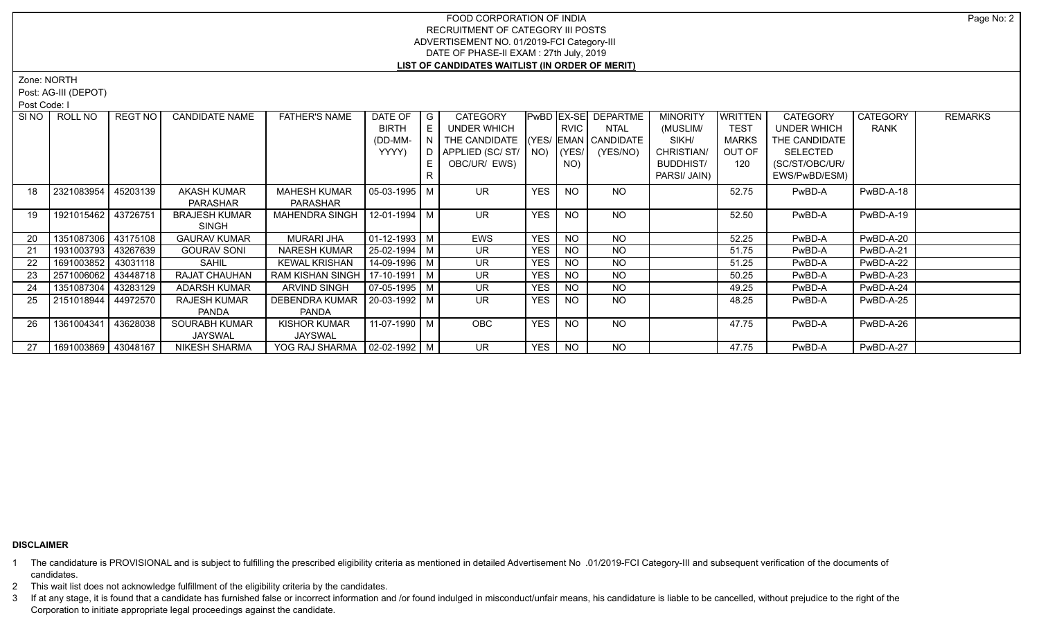FOOD CORPORATION OF INDIA
RECRUITMENT OF CATEGORY III POSTS
ADVERTISEMENT NO. 01/2019-FCI Category-III
DATE OF PHASE-II EXAM : 27th July, 2019
**LIST OF CANDIDATES WAITLIST (IN ORDER OF MERIT)**

Zone: NORTH
Post: AG-III (DEPOT)
Post Code: I

| SI NO | ROLL NO | REGT NO | CANDIDATE NAME | FATHER'S NAME | DATE OF BIRTH (DD-MM-YYYY) | GENDER | CATEGORY UNDER WHICH THE CANDIDATE APPLIED (SC/ ST/ OBC/UR/ EWS) | PwBD (YES/ NO) | EX-SERVICEMAN (YES/ NO) | DEPARTMENTAL CANDIDATE (YES/NO) | MINORITY (MUSLIM/ SIKH/ CHRISTIAN/ BUDDHIST/ PARSI/ JAIN) | WRITTEN TEST MARKS OUT OF 120 | CATEGORY UNDER WHICH THE CANDIDATE SELECTED (SC/ST/OBC/UR/ EWS/PwBD/ESM) | CATEGORY RANK | REMARKS |
|---|---|---|---|---|---|---|---|---|---|---|---|---|---|---|---|
| 18 | 2321083954 | 45203139 | AKASH KUMAR PARASHAR | MAHESH KUMAR PARASHAR | 05-03-1995 | M | UR | YES | NO | NO | | 52.75 | PwBD-A | PwBD-A-18 | |
| 19 | 1921015462 | 43726751 | BRAJESH KUMAR SINGH | MAHENDRA SINGH | 12-01-1994 | M | UR | YES | NO | NO | | 52.50 | PwBD-A | PwBD-A-19 | |
| 20 | 1351087306 | 43175108 | GAURAV KUMAR | MURARI JHA | 01-12-1993 | M | EWS | YES | NO | NO | | 52.25 | PwBD-A | PwBD-A-20 | |
| 21 | 1931003793 | 43267639 | GOURAV SONI | NARESH KUMAR | 25-02-1994 | M | UR | YES | NO | NO | | 51.75 | PwBD-A | PwBD-A-21 | |
| 22 | 1691003852 | 43031118 | SAHIL | KEWAL KRISHAN | 14-09-1996 | M | UR | YES | NO | NO | | 51.25 | PwBD-A | PwBD-A-22 | |
| 23 | 2571006062 | 43448718 | RAJAT CHAUHAN | RAM KISHAN SINGH | 17-10-1991 | M | UR | YES | NO | NO | | 50.25 | PwBD-A | PwBD-A-23 | |
| 24 | 1351087304 | 43283129 | ADARSH KUMAR | ARVIND SINGH | 07-05-1995 | M | UR | YES | NO | NO | | 49.25 | PwBD-A | PwBD-A-24 | |
| 25 | 2151018944 | 44972570 | RAJESH KUMAR PANDA | DEBENDRA KUMAR PANDA | 20-03-1992 | M | UR | YES | NO | NO | | 48.25 | PwBD-A | PwBD-A-25 | |
| 26 | 1361004341 | 43628038 | SOURABH KUMAR JAYSWAL | KISHOR KUMAR JAYSWAL | 11-07-1990 | M | OBC | YES | NO | NO | | 47.75 | PwBD-A | PwBD-A-26 | |
| 27 | 1691003869 | 43048167 | NIKESH SHARMA | YOG RAJ SHARMA | 02-02-1992 | M | UR | YES | NO | NO | | 47.75 | PwBD-A | PwBD-A-27 | |

**DISCLAIMER**

1. The candidature is PROVISIONAL and is subject to fulfilling the prescribed eligibility criteria as mentioned in detailed Advertisement No .01/2019-FCI Category-III and subsequent verification of the documents of candidates.
2. This wait list does not acknowledge fulfillment of the eligibility criteria by the candidates.
3. If at any stage, it is found that a candidate has furnished false or incorrect information and /or found indulged in misconduct/unfair means, his candidature is liable to be cancelled, without prejudice to the right of the Corporation to initiate appropriate legal proceedings against the candidate.